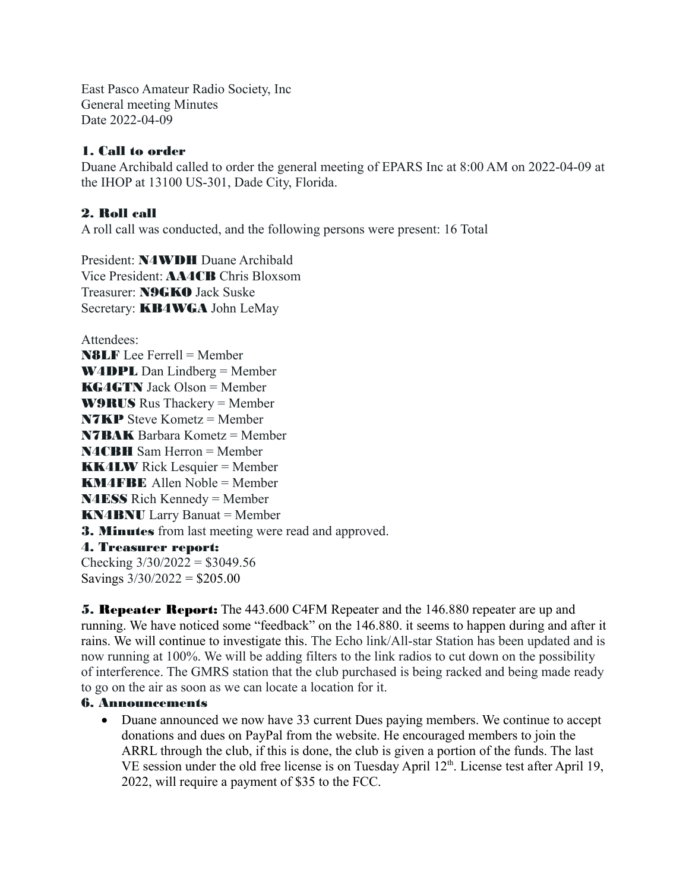East Pasco Amateur Radio Society, Inc
General meeting Minutes
Date 2022-04-09

## 1. Call to order

Duane Archibald called to order the general meeting of EPARS Inc at 8:00 AM on 2022-04-09 at the IHOP at 13100 US-301, Dade City, Florida.

## 2. Roll call

A roll call was conducted, and the following persons were present: 16 Total

President: **N4WDH** Duane Archibald
Vice President: **AA4CB** Chris Bloxsom
Treasurer: **N9GKO** Jack Suske
Secretary: **KB4WGA** John LeMay

Attendees:
**N8LF** Lee Ferrell = Member
**W4DPL** Dan Lindberg = Member
**KG4GTN** Jack Olson = Member
**W9RUS** Rus Thackery = Member
**N7KP** Steve Kometz = Member
**N7BAK** Barbara Kometz = Member
**N4CBH** Sam Herron = Member
**KK4LW** Rick Lesquier = Member
**KM4FBE** Allen Noble = Member
**N4ESS** Rich Kennedy = Member
**KN4BNU** Larry Banuat = Member

**3. Minutes** from last meeting were read and approved.

## 4. Treasurer report:

Checking 3/30/2022 = $3049.56
Savings 3/30/2022 = $205.00

**5. Repeater Report:** The 443.600 C4FM Repeater and the 146.880 repeater are up and running. We have noticed some "feedback" on the 146.880. it seems to happen during and after it rains. We will continue to investigate this. The Echo link/All-star Station has been updated and is now running at 100%. We will be adding filters to the link radios to cut down on the possibility of interference. The GMRS station that the club purchased is being racked and being made ready to go on the air as soon as we can locate a location for it.

## 6. Announcements

- Duane announced we now have 33 current Dues paying members. We continue to accept donations and dues on PayPal from the website. He encouraged members to join the ARRL through the club, if this is done, the club is given a portion of the funds. The last VE session under the old free license is on Tuesday April 12th. License test after April 19, 2022, will require a payment of $35 to the FCC.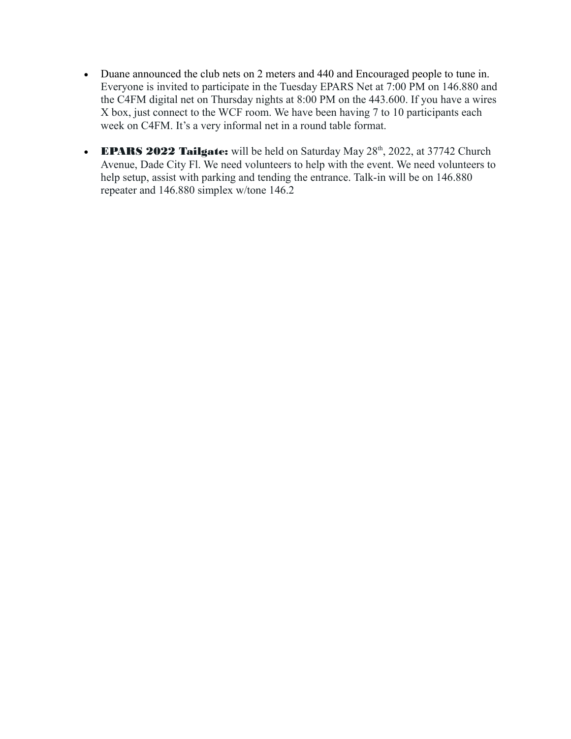- Duane announced the club nets on 2 meters and 440 and Encouraged people to tune in. Everyone is invited to participate in the Tuesday EPARS Net at 7:00 PM on 146.880 and the C4FM digital net on Thursday nights at 8:00 PM on the 443.600. If you have a wires X box, just connect to the WCF room. We have been having 7 to 10 participants each week on C4FM. It's a very informal net in a round table format.

- **EPARS 2022 Tailgate:** will be held on Saturday May 28th, 2022, at 37742 Church Avenue, Dade City Fl. We need volunteers to help with the event. We need volunteers to help setup, assist with parking and tending the entrance. Talk-in will be on 146.880 repeater and 146.880 simplex w/tone 146.2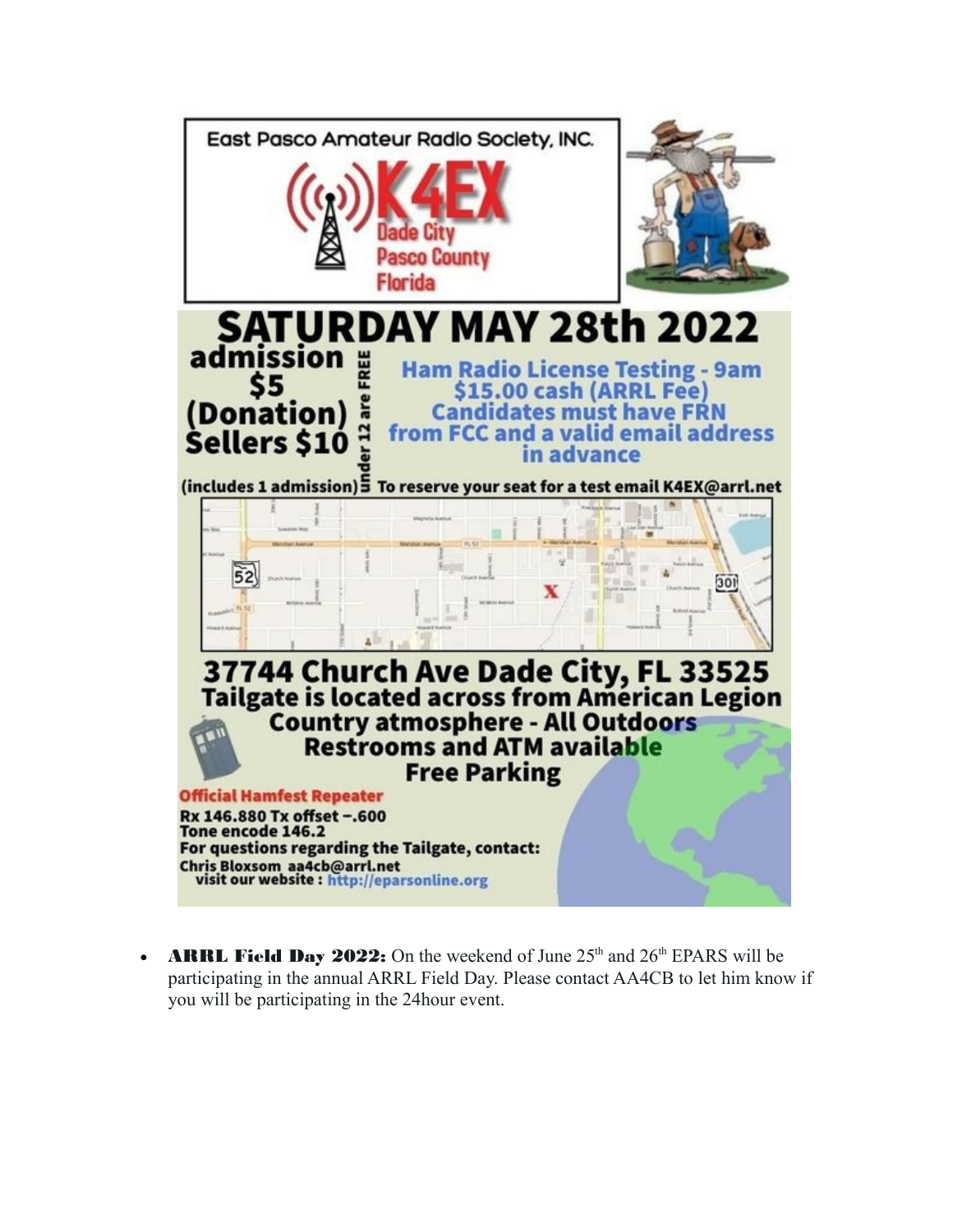East Pasco Amateur Radio Society, INC.

**K4EX**

Dade City
Pasco County
Florida

# SATURDAY MAY 28th 2022

**admission $5 (Donation)**
**Sellers $10**
(includes 1 admission)
under 12 are FREE

**Ham Radio License Testing - 9am**
**$15.00 cash (ARRL Fee)**
**Candidates must have FRN from FCC and a valid email address in advance**

To reserve your seat for a test email K4EX@arrl.net

## 37744 Church Ave Dade City, FL 33525

**Tailgate is located across from American Legion**
**Country atmosphere - All Outdoors**
**Restrooms and ATM available**
**Free Parking**

**Official Hamfest Repeater**
Rx 146.880 Tx offset −.600
Tone encode 146.2
For questions regarding the Tailgate, contact:
Chris Bloxsom aa4cb@arrl.net
visit our website : http://eparsonline.org

- **ARRL Field Day 2022:** On the weekend of June 25th and 26th EPARS will be participating in the annual ARRL Field Day. Please contact AA4CB to let him know if you will be participating in the 24hour event.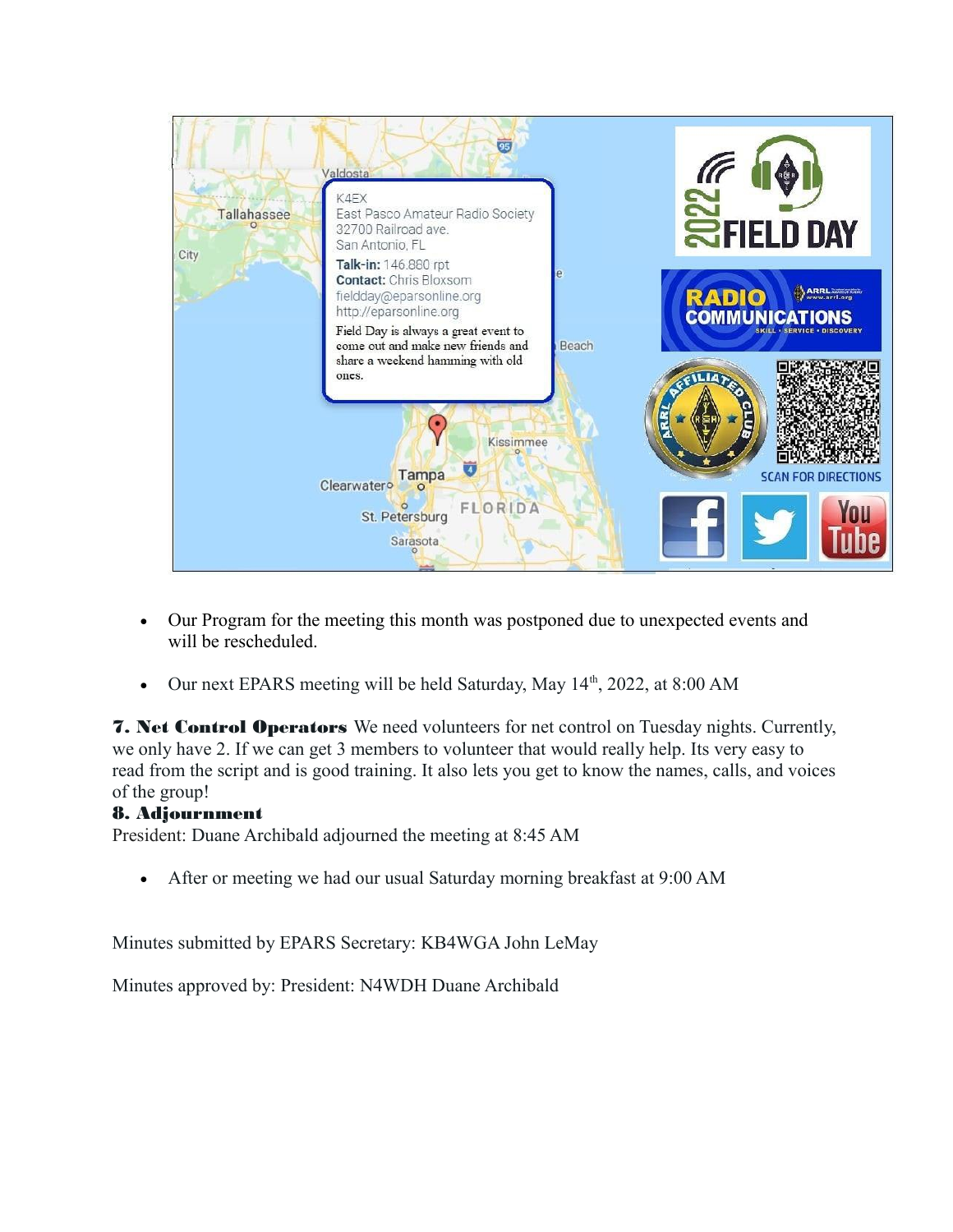K4EX
East Pasco Amateur Radio Society
32700 Railroad ave.
San Antonio, FL

**Talk-in:** 146.880 rpt
**Contact:** Chris Bloxsom
fieldday@eparsonline.org
http://eparsonline.org

Field Day is always a great event to come out and make new friends and share a weekend hamming with old ones.

2022 FIELD DAY

RADIO COMMUNICATIONS
SKILL • SERVICE • DISCOVERY

ARRL AFFILIATED CLUB

SCAN FOR DIRECTIONS

- Our Program for the meeting this month was postponed due to unexpected events and will be rescheduled.
- Our next EPARS meeting will be held Saturday, May 14th, 2022, at 8:00 AM

**7. Net Control Operators** We need volunteers for net control on Tuesday nights. Currently, we only have 2. If we can get 3 members to volunteer that would really help. Its very easy to read from the script and is good training. It also lets you get to know the names, calls, and voices of the group!

**8. Adjournment**

President: Duane Archibald adjourned the meeting at 8:45 AM

- After or meeting we had our usual Saturday morning breakfast at 9:00 AM

Minutes submitted by EPARS Secretary: KB4WGA John LeMay

Minutes approved by: President: N4WDH Duane Archibald